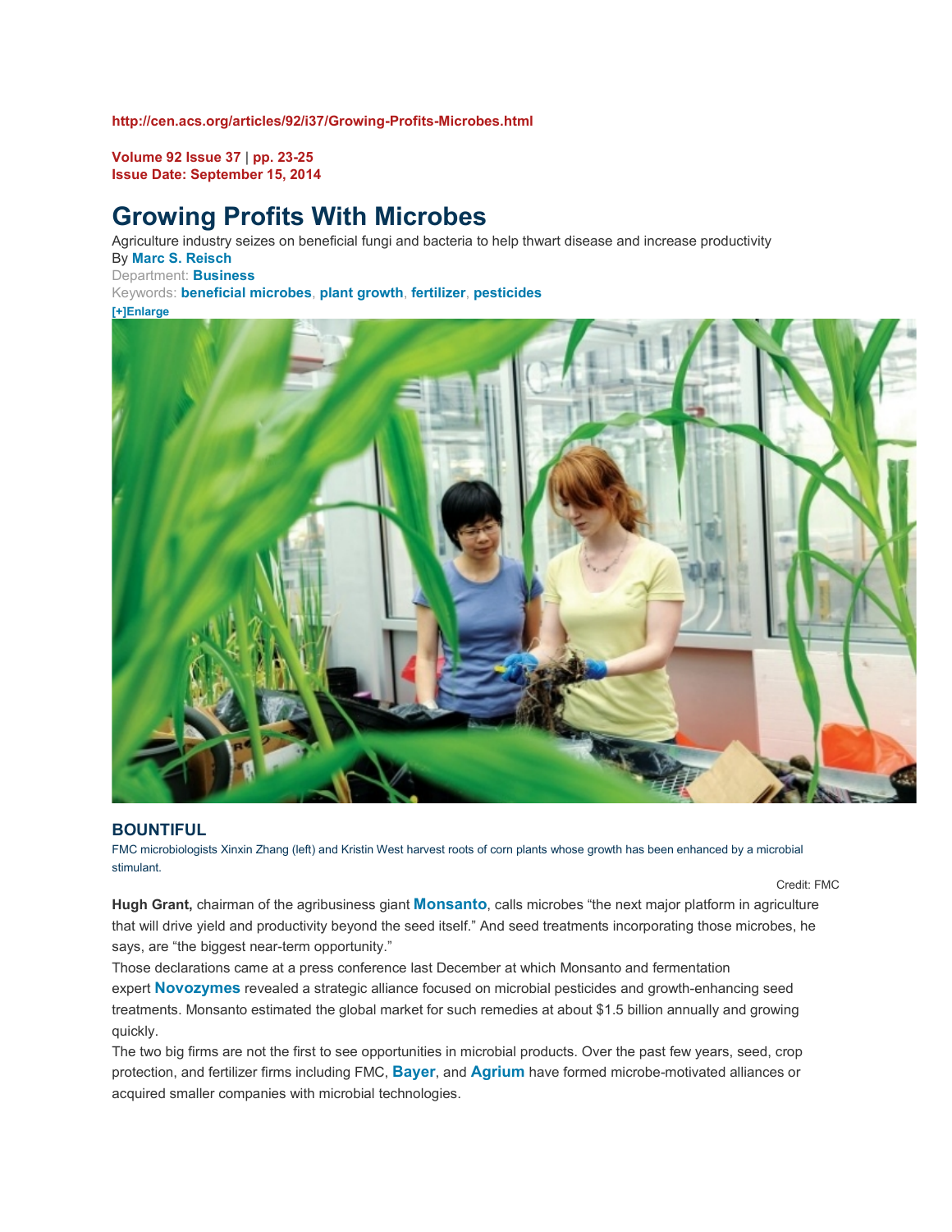http://cen.acs.org/articles/92/i37/Growing-Profits-Microbes.html

**Volume 92 Issue 37** | **pp. 23-25**
**Issue Date: September 15, 2014**

# Growing Profits With Microbes

Agriculture industry seizes on beneficial fungi and bacteria to help thwart disease and increase productivity

By **Marc S. Reisch**

Department: **Business**

Keywords: **beneficial microbes**, **plant growth**, **fertilizer**, **pesticides**

[+]Enlarge

### BOUNTIFUL

FMC microbiologists Xinxin Zhang (left) and Kristin West harvest roots of corn plants whose growth has been enhanced by a microbial stimulant.

Credit: FMC

**Hugh Grant,** chairman of the agribusiness giant **Monsanto**, calls microbes "the next major platform in agriculture that will drive yield and productivity beyond the seed itself." And seed treatments incorporating those microbes, he says, are "the biggest near-term opportunity."

Those declarations came at a press conference last December at which Monsanto and fermentation expert **Novozymes** revealed a strategic alliance focused on microbial pesticides and growth-enhancing seed treatments. Monsanto estimated the global market for such remedies at about $1.5 billion annually and growing quickly.

The two big firms are not the first to see opportunities in microbial products. Over the past few years, seed, crop protection, and fertilizer firms including FMC, **Bayer**, and **Agrium** have formed microbe-motivated alliances or acquired smaller companies with microbial technologies.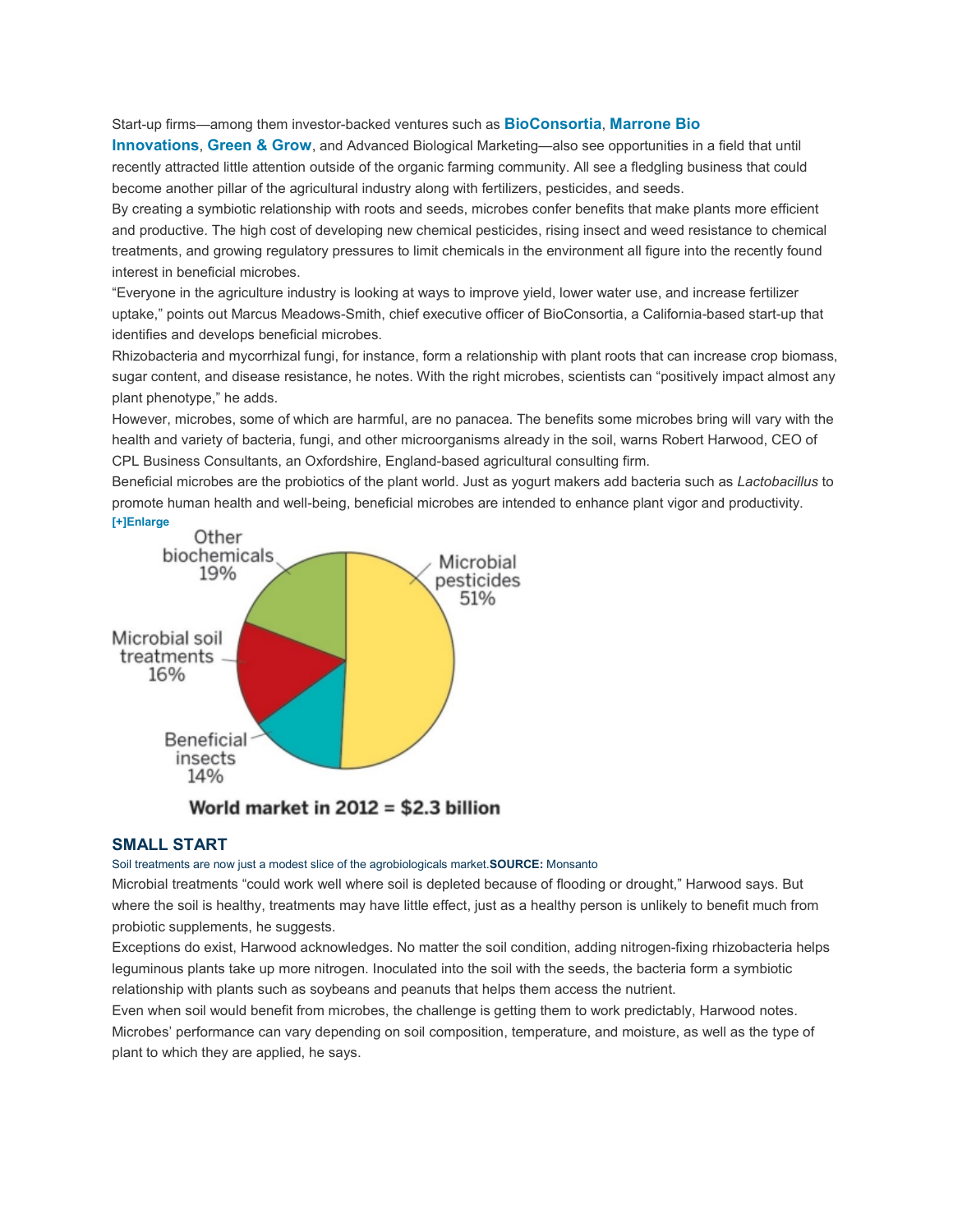Start-up firms—among them investor-backed ventures such as **BioConsortia**, **Marrone Bio Innovations**, **Green & Grow**, and Advanced Biological Marketing—also see opportunities in a field that until recently attracted little attention outside of the organic farming community. All see a fledgling business that could become another pillar of the agricultural industry along with fertilizers, pesticides, and seeds.

By creating a symbiotic relationship with roots and seeds, microbes confer benefits that make plants more efficient and productive. The high cost of developing new chemical pesticides, rising insect and weed resistance to chemical treatments, and growing regulatory pressures to limit chemicals in the environment all figure into the recently found interest in beneficial microbes.

"Everyone in the agriculture industry is looking at ways to improve yield, lower water use, and increase fertilizer uptake," points out Marcus Meadows-Smith, chief executive officer of BioConsortia, a California-based start-up that identifies and develops beneficial microbes.

Rhizobacteria and mycorrhizal fungi, for instance, form a relationship with plant roots that can increase crop biomass, sugar content, and disease resistance, he notes. With the right microbes, scientists can "positively impact almost any plant phenotype," he adds.

However, microbes, some of which are harmful, are no panacea. The benefits some microbes bring will vary with the health and variety of bacteria, fungi, and other microorganisms already in the soil, warns Robert Harwood, CEO of CPL Business Consultants, an Oxfordshire, England-based agricultural consulting firm.

Beneficial microbes are the probiotics of the plant world. Just as yogurt makers add bacteria such as *Lactobacillus* to promote human health and well-being, beneficial microbes are intended to enhance plant vigor and productivity.

[+]Enlarge

| Segment | Share |
|---|---|
| Microbial pesticides | 51% |
| Other biochemicals | 19% |
| Microbial soil treatments | 16% |
| Beneficial insects | 14% |

**World market in 2012 = $2.3 billion**

### SMALL START

Soil treatments are now just a modest slice of the agrobiologicals market. **SOURCE:** Monsanto

Microbial treatments "could work well where soil is depleted because of flooding or drought," Harwood says. But where the soil is healthy, treatments may have little effect, just as a healthy person is unlikely to benefit much from probiotic supplements, he suggests.

Exceptions do exist, Harwood acknowledges. No matter the soil condition, adding nitrogen-fixing rhizobacteria helps leguminous plants take up more nitrogen. Inoculated into the soil with the seeds, the bacteria form a symbiotic relationship with plants such as soybeans and peanuts that helps them access the nutrient.

Even when soil would benefit from microbes, the challenge is getting them to work predictably, Harwood notes. Microbes' performance can vary depending on soil composition, temperature, and moisture, as well as the type of plant to which they are applied, he says.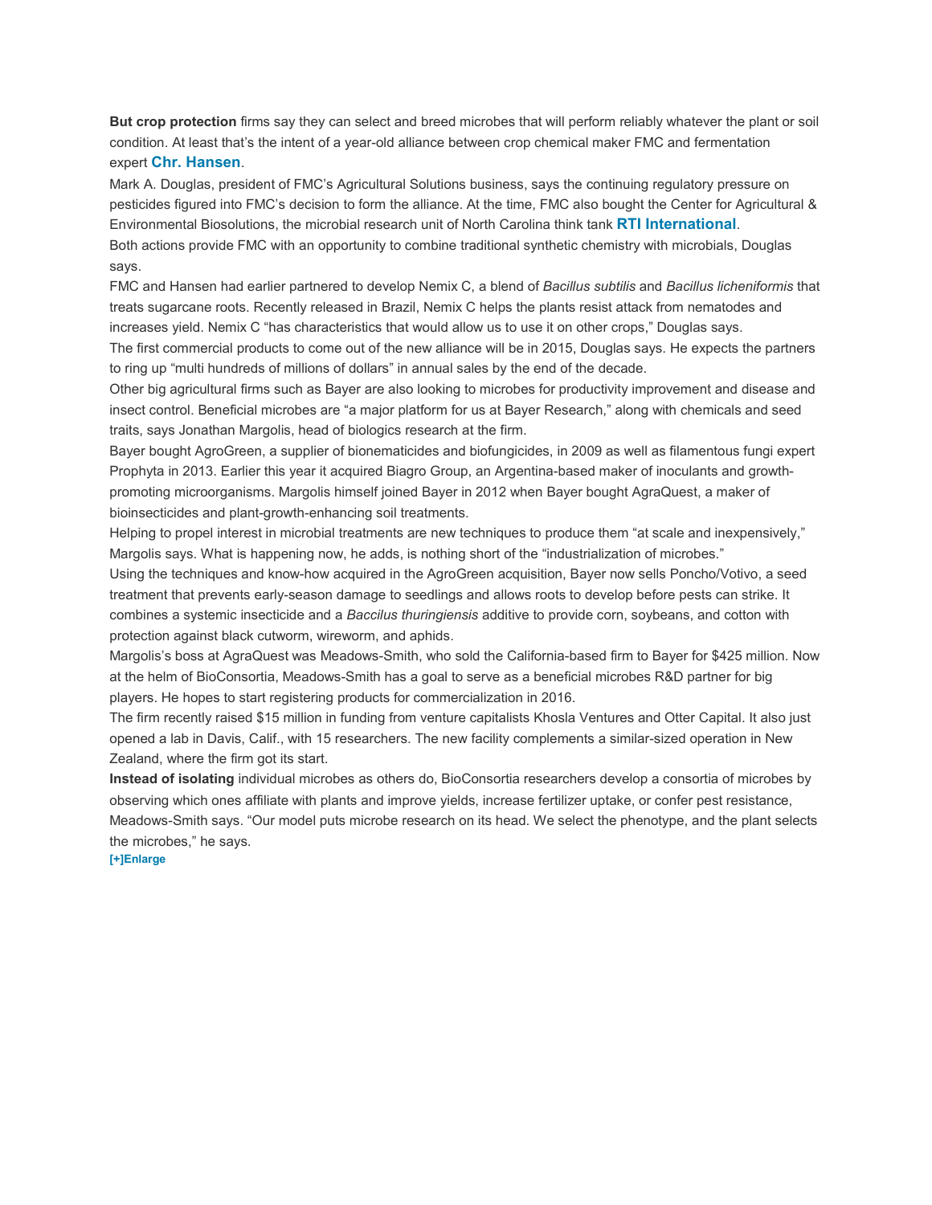**But crop protection** firms say they can select and breed microbes that will perform reliably whatever the plant or soil condition. At least that's the intent of a year-old alliance between crop chemical maker FMC and fermentation expert **Chr. Hansen**.

Mark A. Douglas, president of FMC's Agricultural Solutions business, says the continuing regulatory pressure on pesticides figured into FMC's decision to form the alliance. At the time, FMC also bought the Center for Agricultural & Environmental Biosolutions, the microbial research unit of North Carolina think tank **RTI International**.

Both actions provide FMC with an opportunity to combine traditional synthetic chemistry with microbials, Douglas says.

FMC and Hansen had earlier partnered to develop Nemix C, a blend of *Bacillus subtilis* and *Bacillus licheniformis* that treats sugarcane roots. Recently released in Brazil, Nemix C helps the plants resist attack from nematodes and increases yield. Nemix C "has characteristics that would allow us to use it on other crops," Douglas says.

The first commercial products to come out of the new alliance will be in 2015, Douglas says. He expects the partners to ring up "multi hundreds of millions of dollars" in annual sales by the end of the decade.

Other big agricultural firms such as Bayer are also looking to microbes for productivity improvement and disease and insect control. Beneficial microbes are "a major platform for us at Bayer Research," along with chemicals and seed traits, says Jonathan Margolis, head of biologics research at the firm.

Bayer bought AgroGreen, a supplier of bionematicides and biofungicides, in 2009 as well as filamentous fungi expert Prophyta in 2013. Earlier this year it acquired Biagro Group, an Argentina-based maker of inoculants and growth-promoting microorganisms. Margolis himself joined Bayer in 2012 when Bayer bought AgraQuest, a maker of bioinsecticides and plant-growth-enhancing soil treatments.

Helping to propel interest in microbial treatments are new techniques to produce them "at scale and inexpensively," Margolis says. What is happening now, he adds, is nothing short of the "industrialization of microbes."

Using the techniques and know-how acquired in the AgroGreen acquisition, Bayer now sells Poncho/Votivo, a seed treatment that prevents early-season damage to seedlings and allows roots to develop before pests can strike. It combines a systemic insecticide and a *Baccilus thuringiensis* additive to provide corn, soybeans, and cotton with protection against black cutworm, wireworm, and aphids.

Margolis's boss at AgraQuest was Meadows-Smith, who sold the California-based firm to Bayer for $425 million. Now at the helm of BioConsortia, Meadows-Smith has a goal to serve as a beneficial microbes R&D partner for big players. He hopes to start registering products for commercialization in 2016.

The firm recently raised $15 million in funding from venture capitalists Khosla Ventures and Otter Capital. It also just opened a lab in Davis, Calif., with 15 researchers. The new facility complements a similar-sized operation in New Zealand, where the firm got its start.

**Instead of isolating** individual microbes as others do, BioConsortia researchers develop a consortia of microbes by observing which ones affiliate with plants and improve yields, increase fertilizer uptake, or confer pest resistance, Meadows-Smith says. "Our model puts microbe research on its head. We select the phenotype, and the plant selects the microbes," he says.

[+]Enlarge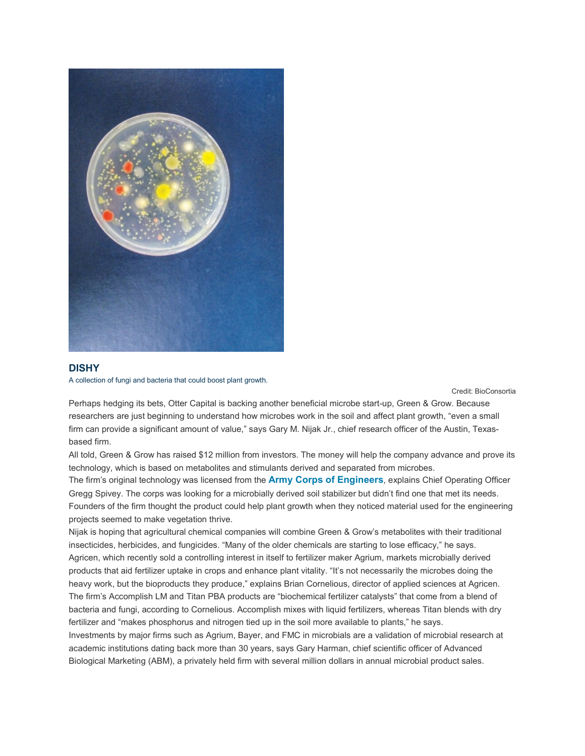**DISHY**

A collection of fungi and bacteria that could boost plant growth.

Credit: BioConsortia

Perhaps hedging its bets, Otter Capital is backing another beneficial microbe start-up, Green & Grow. Because researchers are just beginning to understand how microbes work in the soil and affect plant growth, "even a small firm can provide a significant amount of value," says Gary M. Nijak Jr., chief research officer of the Austin, Texas-based firm.

All told, Green & Grow has raised $12 million from investors. The money will help the company advance and prove its technology, which is based on metabolites and stimulants derived and separated from microbes.

The firm's original technology was licensed from the **Army Corps of Engineers**, explains Chief Operating Officer Gregg Spivey. The corps was looking for a microbially derived soil stabilizer but didn't find one that met its needs. Founders of the firm thought the product could help plant growth when they noticed material used for the engineering projects seemed to make vegetation thrive.

Nijak is hoping that agricultural chemical companies will combine Green & Grow's metabolites with their traditional insecticides, herbicides, and fungicides. "Many of the older chemicals are starting to lose efficacy," he says.

Agricen, which recently sold a controlling interest in itself to fertilizer maker Agrium, markets microbially derived products that aid fertilizer uptake in crops and enhance plant vitality. "It's not necessarily the microbes doing the heavy work, but the bioproducts they produce," explains Brian Cornelious, director of applied sciences at Agricen.

The firm's Accomplish LM and Titan PBA products are "biochemical fertilizer catalysts" that come from a blend of bacteria and fungi, according to Cornelious. Accomplish mixes with liquid fertilizers, whereas Titan blends with dry fertilizer and "makes phosphorus and nitrogen tied up in the soil more available to plants," he says.

Investments by major firms such as Agrium, Bayer, and FMC in microbials are a validation of microbial research at academic institutions dating back more than 30 years, says Gary Harman, chief scientific officer of Advanced Biological Marketing (ABM), a privately held firm with several million dollars in annual microbial product sales.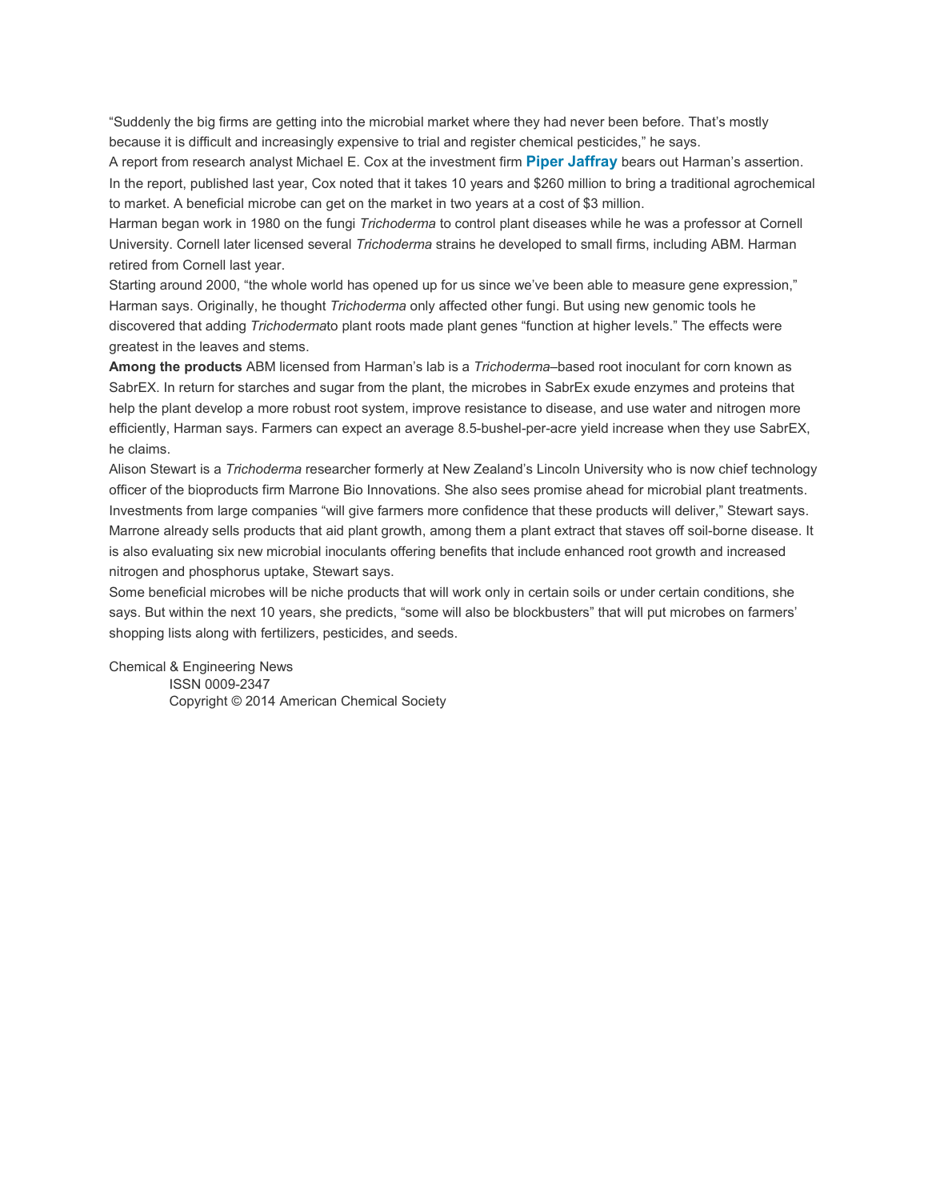"Suddenly the big firms are getting into the microbial market where they had never been before. That's mostly because it is difficult and increasingly expensive to trial and register chemical pesticides," he says.

A report from research analyst Michael E. Cox at the investment firm **Piper Jaffray** bears out Harman's assertion. In the report, published last year, Cox noted that it takes 10 years and $260 million to bring a traditional agrochemical to market. A beneficial microbe can get on the market in two years at a cost of $3 million.

Harman began work in 1980 on the fungi *Trichoderma* to control plant diseases while he was a professor at Cornell University. Cornell later licensed several *Trichoderma* strains he developed to small firms, including ABM. Harman retired from Cornell last year.

Starting around 2000, "the whole world has opened up for us since we've been able to measure gene expression," Harman says. Originally, he thought *Trichoderma* only affected other fungi. But using new genomic tools he discovered that adding *Trichoderma*to plant roots made plant genes "function at higher levels." The effects were greatest in the leaves and stems.

**Among the products** ABM licensed from Harman's lab is a *Trichoderma*–based root inoculant for corn known as SabrEX. In return for starches and sugar from the plant, the microbes in SabrEx exude enzymes and proteins that help the plant develop a more robust root system, improve resistance to disease, and use water and nitrogen more efficiently, Harman says. Farmers can expect an average 8.5-bushel-per-acre yield increase when they use SabrEX, he claims.

Alison Stewart is a *Trichoderma* researcher formerly at New Zealand's Lincoln University who is now chief technology officer of the bioproducts firm Marrone Bio Innovations. She also sees promise ahead for microbial plant treatments. Investments from large companies "will give farmers more confidence that these products will deliver," Stewart says.

Marrone already sells products that aid plant growth, among them a plant extract that staves off soil-borne disease. It is also evaluating six new microbial inoculants offering benefits that include enhanced root growth and increased nitrogen and phosphorus uptake, Stewart says.

Some beneficial microbes will be niche products that will work only in certain soils or under certain conditions, she says. But within the next 10 years, she predicts, "some will also be blockbusters" that will put microbes on farmers' shopping lists along with fertilizers, pesticides, and seeds.

Chemical & Engineering News
ISSN 0009-2347
Copyright © 2014 American Chemical Society